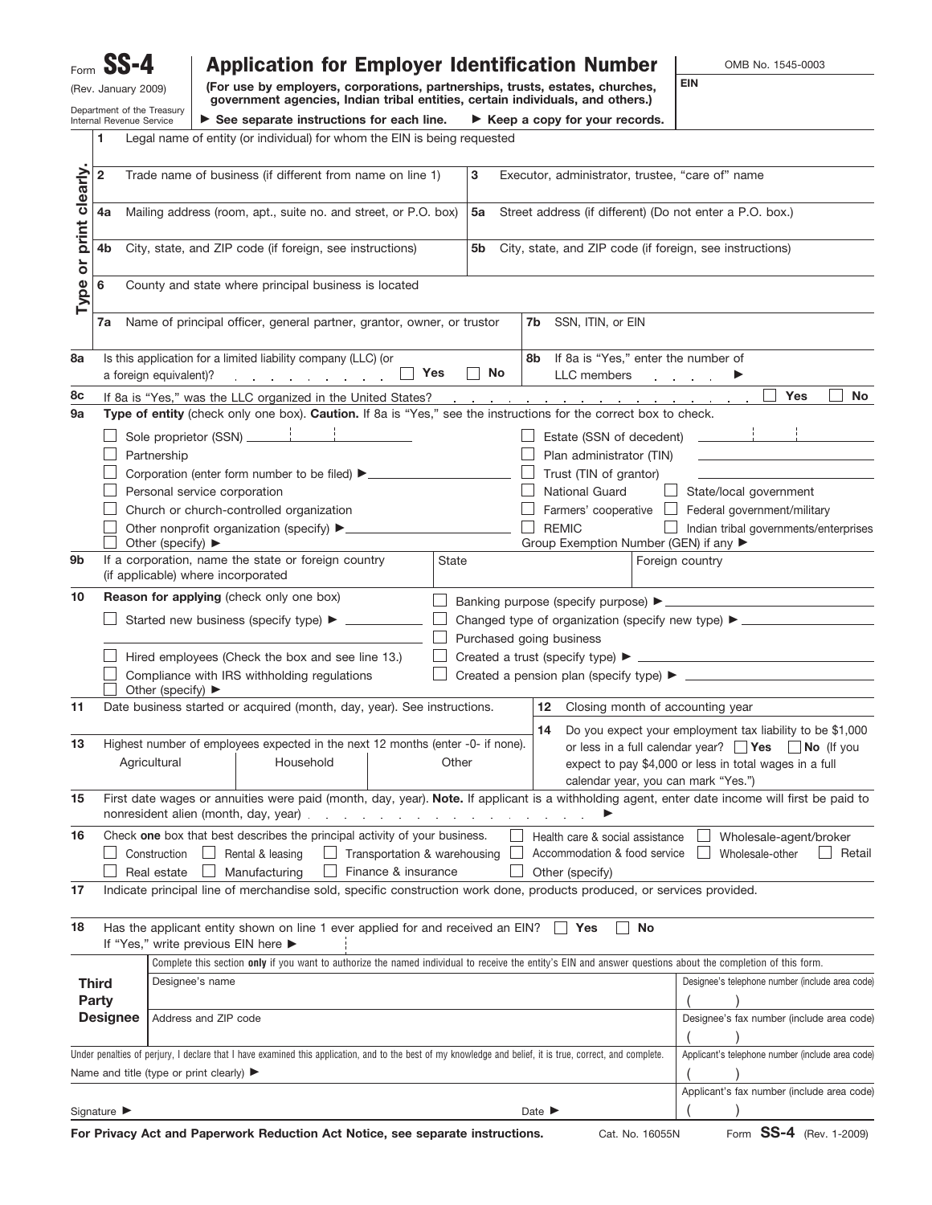Form **SS-4**
(Rev. January 2009)
Department of the Treasury
Internal Revenue Service

# Application for Employer Identification Number

**(For use by employers, corporations, partnerships, trusts, estates, churches, government agencies, Indian tribal entities, certain individuals, and others.)**

► See separate instructions for each line. ► Keep a copy for your records.

OMB No. 1545-0003

EIN

**Type or print clearly.**

1 Legal name of entity (or individual) for whom the EIN is being requested

2 Trade name of business (if different from name on line 1)

3 Executor, administrator, trustee, "care of" name

4a Mailing address (room, apt., suite no. and street, or P.O. box)

5a Street address (if different) (Do not enter a P.O. box.)

4b City, state, and ZIP code (if foreign, see instructions)

5b City, state, and ZIP code (if foreign, see instructions)

6 County and state where principal business is located

7a Name of principal officer, general partner, grantor, owner, or trustor

7b SSN, ITIN, or EIN

8a Is this application for a limited liability company (LLC) (or a foreign equivalent)? ☐ Yes ☐ No

8b If 8a is "Yes," enter the number of LLC members ►

8c If 8a is "Yes," was the LLC organized in the United States? ☐ Yes ☐ No

9a **Type of entity** (check only one box). **Caution.** If 8a is "Yes," see the instructions for the correct box to check.

- ☐ Sole proprietor (SSN) ______
- ☐ Partnership
- ☐ Corporation (enter form number to be filed) ►
- ☐ Personal service corporation
- ☐ Church or church-controlled organization
- ☐ Other nonprofit organization (specify) ►
- ☐ Other (specify) ►
- ☐ Estate (SSN of decedent) ______
- ☐ Plan administrator (TIN)
- ☐ Trust (TIN of grantor)
- ☐ National Guard ☐ State/local government
- ☐ Farmers' cooperative ☐ Federal government/military
- ☐ REMIC ☐ Indian tribal governments/enterprises
- Group Exemption Number (GEN) if any ►

9b If a corporation, name the state or foreign country (if applicable) where incorporated — State — Foreign country

10 **Reason for applying** (check only one box)

- ☐ Started new business (specify type) ►
- ☐ Hired employees (Check the box and see line 13.)
- ☐ Compliance with IRS withholding regulations
- ☐ Other (specify) ►
- ☐ Banking purpose (specify purpose) ►
- ☐ Changed type of organization (specify new type) ►
- ☐ Purchased going business
- ☐ Created a trust (specify type) ►
- ☐ Created a pension plan (specify type) ►

11 Date business started or acquired (month, day, year). See instructions.

12 Closing month of accounting year

13 Highest number of employees expected in the next 12 months (enter -0- if none).

| Agricultural | Household | Other |
|---|---|---|
| | | |

14 Do you expect your employment tax liability to be $1,000 or less in a full calendar year? ☐ **Yes** ☐ **No** (If you expect to pay $4,000 or less in total wages in a full calendar year, you can mark "Yes.")

15 First date wages or annuities were paid (month, day, year). **Note.** If applicant is a withholding agent, enter date income will first be paid to nonresident alien (month, day, year) ►

16 Check **one** box that best describes the principal activity of your business.

- ☐ Construction ☐ Rental & leasing ☐ Transportation & warehousing
- ☐ Real estate ☐ Manufacturing ☐ Finance & insurance
- ☐ Health care & social assistance ☐ Wholesale-agent/broker
- ☐ Accommodation & food service ☐ Wholesale-other ☐ Retail
- ☐ Other (specify)

17 Indicate principal line of merchandise sold, specific construction work done, products produced, or services provided.

18 Has the applicant entity shown on line 1 ever applied for and received an EIN? ☐ Yes ☐ No
If "Yes," write previous EIN here ►

**Third Party Designee**

Complete this section **only** if you want to authorize the named individual to receive the entity's EIN and answer questions about the completion of this form.

| Designee's name | Designee's telephone number (include area code) ( ) |
|---|---|
| Address and ZIP code | Designee's fax number (include area code) ( ) |

Under penalties of perjury, I declare that I have examined this application, and to the best of my knowledge and belief, it is true, correct, and complete.

Name and title (type or print clearly) ►

Applicant's telephone number (include area code) ( )

Applicant's fax number (include area code) ( )

Signature ► Date ►

**For Privacy Act and Paperwork Reduction Act Notice, see separate instructions.** Cat. No. 16055N Form **SS-4** (Rev. 1-2009)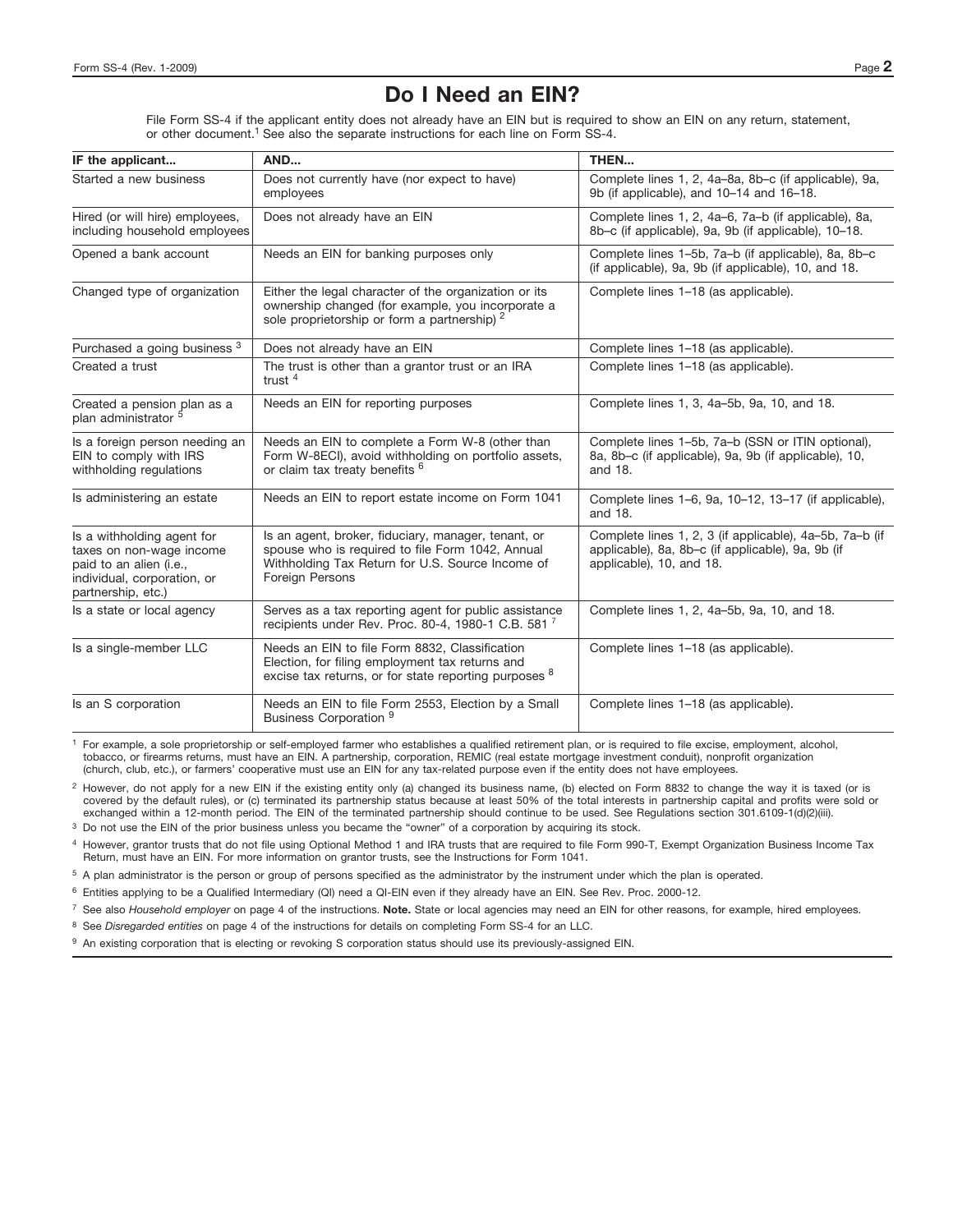# Do I Need an EIN?

File Form SS-4 if the applicant entity does not already have an EIN but is required to show an EIN on any return, statement, or other document.[1] See also the separate instructions for each line on Form SS-4.

| IF the applicant... | AND... | THEN... |
|---|---|---|
| Started a new business | Does not currently have (nor expect to have) employees | Complete lines 1, 2, 4a–8a, 8b–c (if applicable), 9a, 9b (if applicable), and 10–14 and 16–18. |
| Hired (or will hire) employees, including household employees | Does not already have an EIN | Complete lines 1, 2, 4a–6, 7a–b (if applicable), 8a, 8b–c (if applicable), 9a, 9b (if applicable), 10–18. |
| Opened a bank account | Needs an EIN for banking purposes only | Complete lines 1–5b, 7a–b (if applicable), 8a, 8b–c (if applicable), 9a, 9b (if applicable), 10, and 18. |
| Changed type of organization | Either the legal character of the organization or its ownership changed (for example, you incorporate a sole proprietorship or form a partnership) [2] | Complete lines 1–18 (as applicable). |
| Purchased a going business [3] | Does not already have an EIN | Complete lines 1–18 (as applicable). |
| Created a trust | The trust is other than a grantor trust or an IRA trust [4] | Complete lines 1–18 (as applicable). |
| Created a pension plan as a plan administrator [5] | Needs an EIN for reporting purposes | Complete lines 1, 3, 4a–5b, 9a, 10, and 18. |
| Is a foreign person needing an EIN to comply with IRS withholding regulations | Needs an EIN to complete a Form W-8 (other than Form W-8ECI), avoid withholding on portfolio assets, or claim tax treaty benefits [6] | Complete lines 1–5b, 7a–b (SSN or ITIN optional), 8a, 8b–c (if applicable), 9a, 9b (if applicable), 10, and 18. |
| Is administering an estate | Needs an EIN to report estate income on Form 1041 | Complete lines 1–6, 9a, 10–12, 13–17 (if applicable), and 18. |
| Is a withholding agent for taxes on non-wage income paid to an alien (i.e., individual, corporation, or partnership, etc.) | Is an agent, broker, fiduciary, manager, tenant, or spouse who is required to file Form 1042, Annual Withholding Tax Return for U.S. Source Income of Foreign Persons | Complete lines 1, 2, 3 (if applicable), 4a–5b, 7a–b (if applicable), 8a, 8b–c (if applicable), 9a, 9b (if applicable), 10, and 18. |
| Is a state or local agency | Serves as a tax reporting agent for public assistance recipients under Rev. Proc. 80-4, 1980-1 C.B. 581 [7] | Complete lines 1, 2, 4a–5b, 9a, 10, and 18. |
| Is a single-member LLC | Needs an EIN to file Form 8832, Classification Election, for filing employment tax returns and excise tax returns, or for state reporting purposes [8] | Complete lines 1–18 (as applicable). |
| Is an S corporation | Needs an EIN to file Form 2553, Election by a Small Business Corporation [9] | Complete lines 1–18 (as applicable). |

[1] For example, a sole proprietorship or self-employed farmer who establishes a qualified retirement plan, or is required to file excise, employment, alcohol, tobacco, or firearms returns, must have an EIN. A partnership, corporation, REMIC (real estate mortgage investment conduit), nonprofit organization (church, club, etc.), or farmers' cooperative must use an EIN for any tax-related purpose even if the entity does not have employees.

[2] However, do not apply for a new EIN if the existing entity only (a) changed its business name, (b) elected on Form 8832 to change the way it is taxed (or is covered by the default rules), or (c) terminated its partnership status because at least 50% of the total interests in partnership capital and profits were sold or exchanged within a 12-month period. The EIN of the terminated partnership should continue to be used. See Regulations section 301.6109-1(d)(2)(iii).

[3] Do not use the EIN of the prior business unless you became the "owner" of a corporation by acquiring its stock.

[4] However, grantor trusts that do not file using Optional Method 1 and IRA trusts that are required to file Form 990-T, Exempt Organization Business Income Tax Return, must have an EIN. For more information on grantor trusts, see the Instructions for Form 1041.

[5] A plan administrator is the person or group of persons specified as the administrator by the instrument under which the plan is operated.

[6] Entities applying to be a Qualified Intermediary (QI) need a QI-EIN even if they already have an EIN. See Rev. Proc. 2000-12.

[7] See also *Household employer* on page 4 of the instructions. **Note.** State or local agencies may need an EIN for other reasons, for example, hired employees.

[8] See *Disregarded entities* on page 4 of the instructions for details on completing Form SS-4 for an LLC.

[9] An existing corporation that is electing or revoking S corporation status should use its previously-assigned EIN.